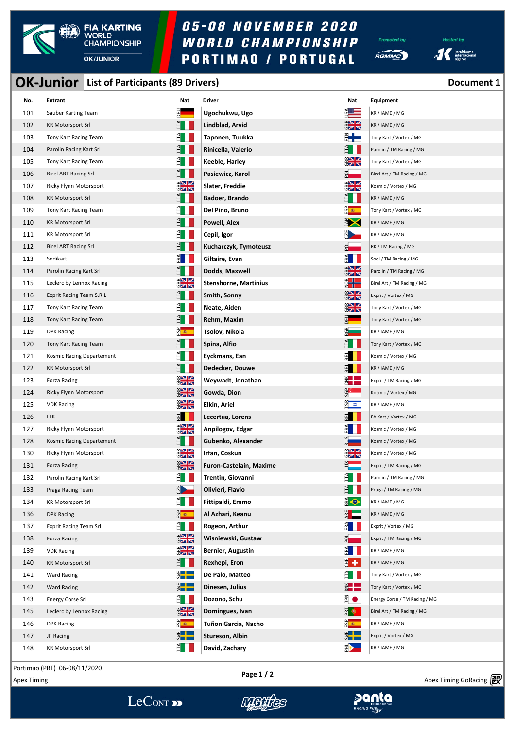# FIA KARTING WORLD CHAMPIONSHIP

OK/JUNIOR

## 05-08 NOVEMBER 2020 WORLD CHAMPIONSHIP PORTIMAO / PORTUGAL

Promoted by RGMMC — Hosted by Kartódromo Internacional Algarve

## OK-Junior — List of Participants (89 Drivers) — Document 1

| No. | Entrant | Nat | Driver | Nat | Equipment |
|---|---|---|---|---|---|
| 101 | Sauber Karting Team | DEU | Ugochukwu, Ugo | USA | KR / IAME / MG |
| 102 | KR Motorsport Srl | ITA | Lindblad, Arvid | GBR | KR / IAME / MG |
| 103 | Tony Kart Racing Team | ITA | Taponen, Tuukka | FIN | Tony Kart / Vortex / MG |
| 104 | Parolin Racing Kart Srl | ITA | Rinicella, Valerio | ITA | Parolin / TM Racing / MG |
| 105 | Tony Kart Racing Team | ITA | Keeble, Harley | GBR | Tony Kart / Vortex / MG |
| 106 | Birel ART Racing Srl | ITA | Pasiewicz, Karol | POL | Birel Art / TM Racing / MG |
| 107 | Ricky Flynn Motorsport | GBR | Slater, Freddie | GBR | Kosmic / Vortex / MG |
| 108 | KR Motorsport Srl | ITA | Badoer, Brando | ITA | KR / IAME / MG |
| 109 | Tony Kart Racing Team | ITA | Del Pino, Bruno | ESP | Tony Kart / Vortex / MG |
| 110 | KR Motorsport Srl | ITA | Powell, Alex | JAM | KR / IAME / MG |
| 111 | KR Motorsport Srl | ITA | Cepil, Igor | CZE | KR / IAME / MG |
| 112 | Birel ART Racing Srl | ITA | Kucharczyk, Tymoteusz | POL | RK / TM Racing / MG |
| 113 | Sodikart | FRA | Giltaire, Evan | FRA | Sodi / TM Racing / MG |
| 114 | Parolin Racing Kart Srl | ITA | Dodds, Maxwell | GBR | Parolin / TM Racing / MG |
| 115 | Leclerc by Lennox Racing | GBR | Stenshorne, Martinius | NOR | Birel Art / TM Racing / MG |
| 116 | Exprit Racing Team S.R.L | ITA | Smith, Sonny | GBR | Exprit / Vortex / MG |
| 117 | Tony Kart Racing Team | ITA | Neate, Aiden | GBR | Tony Kart / Vortex / MG |
| 118 | Tony Kart Racing Team | ITA | Rehm, Maxim | DEU | Tony Kart / Vortex / MG |
| 119 | DPK Racing | ESP | Tsolov, Nikola | BGR | KR / IAME / MG |
| 120 | Tony Kart Racing Team | ITA | Spina, Alfio | ITA | Tony Kart / Vortex / MG |
| 121 | Kosmic Racing Departement | ITA | Eyckmans, Ean | BEL | Kosmic / Vortex / MG |
| 122 | KR Motorsport Srl | ITA | Dedecker, Douwe | BEL | KR / IAME / MG |
| 123 | Forza Racing | GBR | Weywadt, Jonathan | DNK | Exprit / TM Racing / MG |
| 124 | Ricky Flynn Motorsport | GBR | Gowda, Dion | SGP | Kosmic / Vortex / MG |
| 125 | VDK Racing | GBR | Elkin, Ariel | ISR | KR / IAME / MG |
| 126 | LLK | BEL | Lecertua, Lorens | BEL | FA Kart / Vortex / MG |
| 127 | Ricky Flynn Motorsport | GBR | Anpilogov, Edgar | FRA | Kosmic / Vortex / MG |
| 128 | Kosmic Racing Departement | ITA | Gubenko, Alexander | RUS | Kosmic / Vortex / MG |
| 130 | Ricky Flynn Motorsport | GBR | Irfan, Coskun | GBR | Kosmic / Vortex / MG |
| 131 | Forza Racing | GBR | Furon-Castelain, Maxime | LUX | Exprit / TM Racing / MG |
| 132 | Parolin Racing Kart Srl | ITA | Trentin, Giovanni | ITA | Parolin / TM Racing / MG |
| 133 | Praga Racing Team | CZE | Olivieri, Flavio | ITA | Praga / TM Racing / MG |
| 134 | KR Motorsport Srl | ITA | Fittipaldi, Emmo | BRA | KR / IAME / MG |
| 136 | DPK Racing | ESP | Al Azhari, Keanu | ARE | KR / IAME / MG |
| 137 | Exprit Racing Team Srl | ITA | Rogeon, Arthur | FRA | Exprit / Vortex / MG |
| 138 | Forza Racing | GBR | Wisniewski, Gustaw | POL | Exprit / TM Racing / MG |
| 139 | VDK Racing | GBR | Bernier, Augustin | FRA | KR / IAME / MG |
| 140 | KR Motorsport Srl | ITA | Rexhepi, Eron | CHE | KR / IAME / MG |
| 141 | Ward Racing | SWE | De Palo, Matteo | ITA | Tony Kart / Vortex / MG |
| 142 | Ward Racing | SWE | Dinesen, Julius | DNK | Tony Kart / Vortex / MG |
| 143 | Energy Corse Srl | ITA | Dozono, Schu | JPN | Energy Corse / TM Racing / MG |
| 145 | Leclerc by Lennox Racing | GBR | Domingues, Ivan | PRT | Birel Art / TM Racing / MG |
| 146 | DPK Racing | ESP | Tuñon Garcia, Nacho | ESP | KR / IAME / MG |
| 147 | JP Racing | SWE | Stureson, Albin | SWE | Exprit / Vortex / MG |
| 148 | KR Motorsport Srl | ITA | David, Zachary | PHL | KR / IAME / MG |

Portimao (PRT) 06-08/11/2020

Apex Timing — Apex Timing GoRacing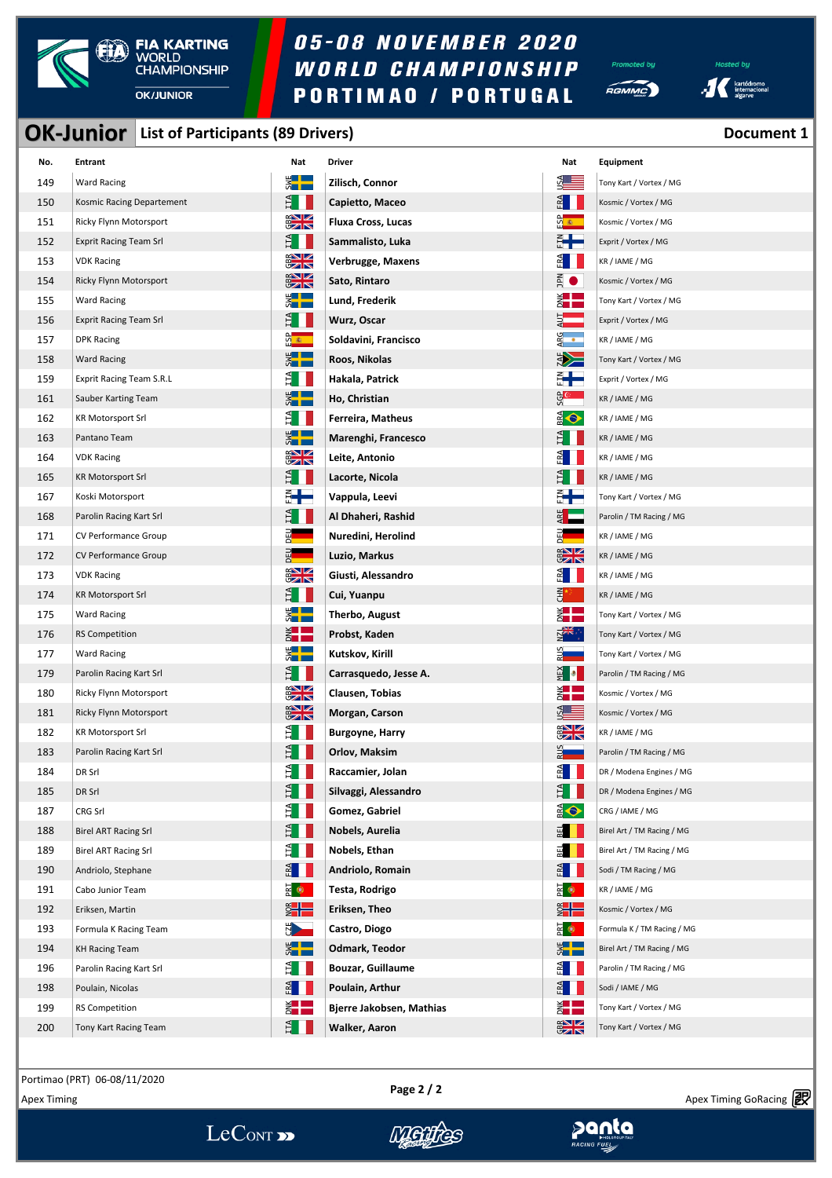FIA KARTING WORLD CHAMPIONSHIP

OK/JUNIOR

# 05-08 NOVEMBER 2020 WORLD CHAMPIONSHIP PORTIMAO / PORTUGAL

Promoted by RGMMC

Hosted by Kartódromo Internacional Algarve

## OK-Junior — List of Participants (89 Drivers) — Document 1

| No. | Entrant | Nat | Driver | Nat | Equipment |
|---|---|---|---|---|---|
| 149 | Ward Racing | SWE | Zilisch, Connor | USA | Tony Kart / Vortex / MG |
| 150 | Kosmic Racing Departement | ITA | Capietto, Maceo | FRA | Kosmic / Vortex / MG |
| 151 | Ricky Flynn Motorsport | GBR | Fluxa Cross, Lucas | ESP | Kosmic / Vortex / MG |
| 152 | Exprit Racing Team Srl | ITA | Sammalisto, Luka | FIN | Exprit / Vortex / MG |
| 153 | VDK Racing | GBR | Verbrugge, Maxens | FRA | KR / IAME / MG |
| 154 | Ricky Flynn Motorsport | GBR | Sato, Rintaro | JPN | Kosmic / Vortex / MG |
| 155 | Ward Racing | SWE | Lund, Frederik | DNK | Tony Kart / Vortex / MG |
| 156 | Exprit Racing Team Srl | ITA | Wurz, Oscar | AUT | Exprit / Vortex / MG |
| 157 | DPK Racing | ESP | Soldavini, Francisco | ARG | KR / IAME / MG |
| 158 | Ward Racing | SWE | Roos, Nikolas | ZAF | Tony Kart / Vortex / MG |
| 159 | Exprit Racing Team S.R.L | ITA | Hakala, Patrick | FIN | Exprit / Vortex / MG |
| 161 | Sauber Karting Team | SWE | Ho, Christian | SGP | KR / IAME / MG |
| 162 | KR Motorsport Srl | ITA | Ferreira, Matheus | BRA | KR / IAME / MG |
| 163 | Pantano Team | SWE | Marenghi, Francesco | ITA | KR / IAME / MG |
| 164 | VDK Racing | GBR | Leite, Antonio | FRA | KR / IAME / MG |
| 165 | KR Motorsport Srl | ITA | Lacorte, Nicola | ITA | KR / IAME / MG |
| 167 | Koski Motorsport | FIN | Vappula, Leevi | FIN | Tony Kart / Vortex / MG |
| 168 | Parolin Racing Kart Srl | ITA | Al Dhaheri, Rashid | ARE | Parolin / TM Racing / MG |
| 171 | CV Performance Group | DEU | Nuredini, Herolind | DEU | KR / IAME / MG |
| 172 | CV Performance Group | DEU | Luzio, Markus | GBR | KR / IAME / MG |
| 173 | VDK Racing | GBR | Giusti, Alessandro | FRA | KR / IAME / MG |
| 174 | KR Motorsport Srl | ITA | Cui, Yuanpu | CHN | KR / IAME / MG |
| 175 | Ward Racing | SWE | Therbo, August | DNK | Tony Kart / Vortex / MG |
| 176 | RS Competition | DNK | Probst, Kaden | NZL | Tony Kart / Vortex / MG |
| 177 | Ward Racing | SWE | Kutskov, Kirill | RUS | Tony Kart / Vortex / MG |
| 179 | Parolin Racing Kart Srl | ITA | Carrasquedo, Jesse A. | MEX | Parolin / TM Racing / MG |
| 180 | Ricky Flynn Motorsport | GBR | Clausen, Tobias | DNK | Kosmic / Vortex / MG |
| 181 | Ricky Flynn Motorsport | GBR | Morgan, Carson | USA | Kosmic / Vortex / MG |
| 182 | KR Motorsport Srl | ITA | Burgoyne, Harry | GBR | KR / IAME / MG |
| 183 | Parolin Racing Kart Srl | ITA | Orlov, Maksim | RUS | Parolin / TM Racing / MG |
| 184 | DR Srl | ITA | Raccamier, Jolan | FRA | DR / Modena Engines / MG |
| 185 | DR Srl | ITA | Silvaggi, Alessandro | ITA | DR / Modena Engines / MG |
| 187 | CRG Srl | ITA | Gomez, Gabriel | BRA | CRG / IAME / MG |
| 188 | Birel ART Racing Srl | ITA | Nobels, Aurelia | BEL | Birel Art / TM Racing / MG |
| 189 | Birel ART Racing Srl | ITA | Nobels, Ethan | BEL | Birel Art / TM Racing / MG |
| 190 | Andriolo, Stephane | FRA | Andriolo, Romain | FRA | Sodi / TM Racing / MG |
| 191 | Cabo Junior Team | PRT | Testa, Rodrigo | PRT | KR / IAME / MG |
| 192 | Eriksen, Martin | NOR | Eriksen, Theo | NOR | Kosmic / Vortex / MG |
| 193 | Formula K Racing Team | CZE | Castro, Diogo | PRT | Formula K / TM Racing / MG |
| 194 | KH Racing Team | SWE | Odmark, Teodor | SWE | Birel Art / TM Racing / MG |
| 196 | Parolin Racing Kart Srl | ITA | Bouzar, Guillaume | FRA | Parolin / TM Racing / MG |
| 198 | Poulain, Nicolas | FRA | Poulain, Arthur | FRA | Sodi / IAME / MG |
| 199 | RS Competition | DNK | Bjerre Jakobsen, Mathias | DNK | Tony Kart / Vortex / MG |
| 200 | Tony Kart Racing Team | ITA | Walker, Aaron | GBR | Tony Kart / Vortex / MG |

Portimao (PRT) 06-08/11/2020

Apex Timing

Apex Timing GoRacing

LeCont | MG Tires | Panta Racing Fuel